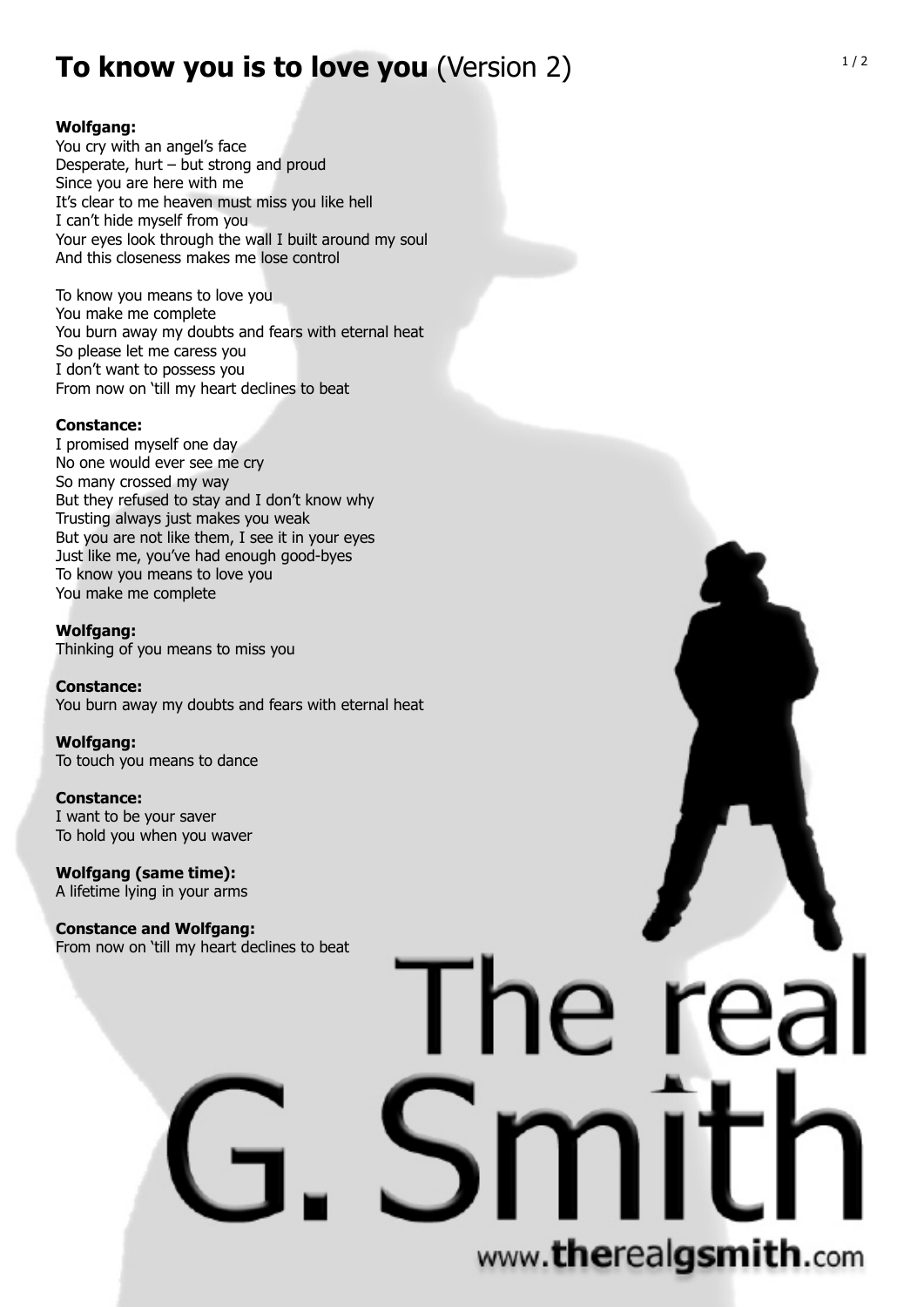# **To know you is to love you** (Version 2)

**Wolfgang:**
You cry with an angel's face
Desperate, hurt – but strong and proud
Since you are here with me
It's clear to me heaven must miss you like hell
I can't hide myself from you
Your eyes look through the wall I built around my soul
And this closeness makes me lose control

To know you means to love you
You make me complete
You burn away my doubts and fears with eternal heat
So please let me caress you
I don't want to possess you
From now on 'till my heart declines to beat

**Constance:**
I promised myself one day
No one would ever see me cry
So many crossed my way
But they refused to stay and I don't know why
Trusting always just makes you weak
But you are not like them, I see it in your eyes
Just like me, you've had enough good-byes
To know you means to love you
You make me complete

**Wolfgang:**
Thinking of you means to miss you

**Constance:**
You burn away my doubts and fears with eternal heat

**Wolfgang:**
To touch you means to dance

**Constance:**
I want to be your saver
To hold you when you waver

**Wolfgang (same time):**
A lifetime lying in your arms

**Constance and Wolfgang:**
From now on 'till my heart declines to beat

The real G. Smith

www.therealgsmith.com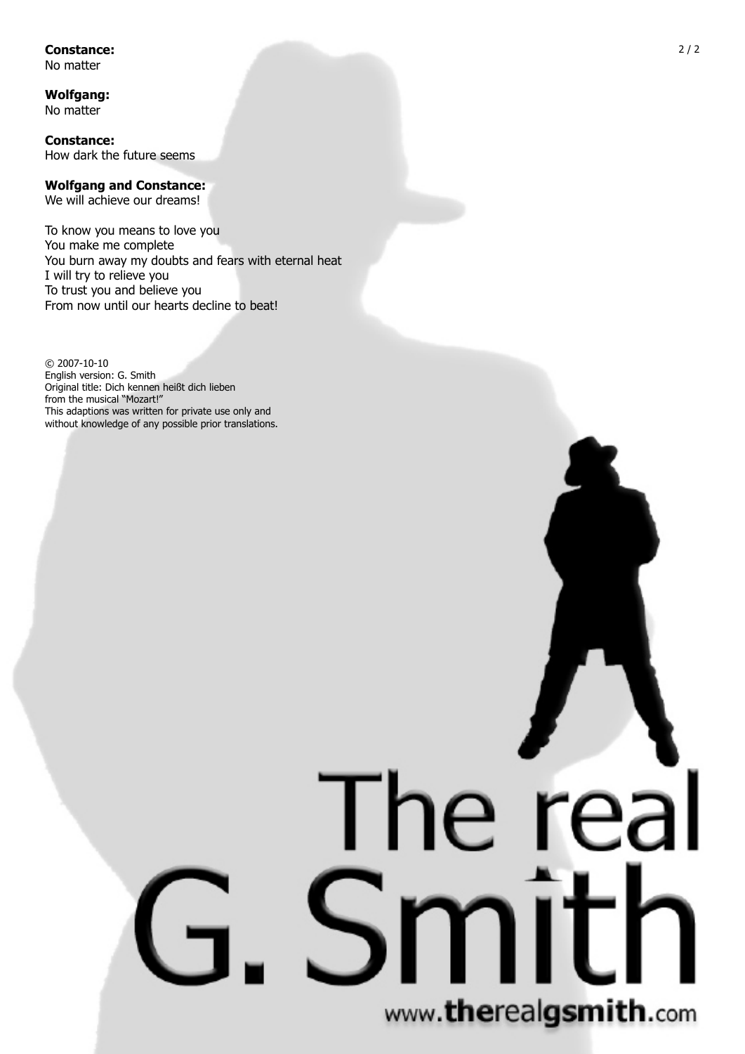**Constance:**
No matter

**Wolfgang:**
No matter

**Constance:**
How dark the future seems

**Wolfgang and Constance:**
We will achieve our dreams!

To know you means to love you
You make me complete
You burn away my doubts and fears with eternal heat
I will try to relieve you
To trust you and believe you
From now until our hearts decline to beat!

© 2007-10-10
English version: G. Smith
Original title: Dich kennen heißt dich lieben
from the musical "Mozart!"
This adaptions was written for private use only and
without knowledge of any possible prior translations.

The real
G. Smith
www.therealgsmith.com